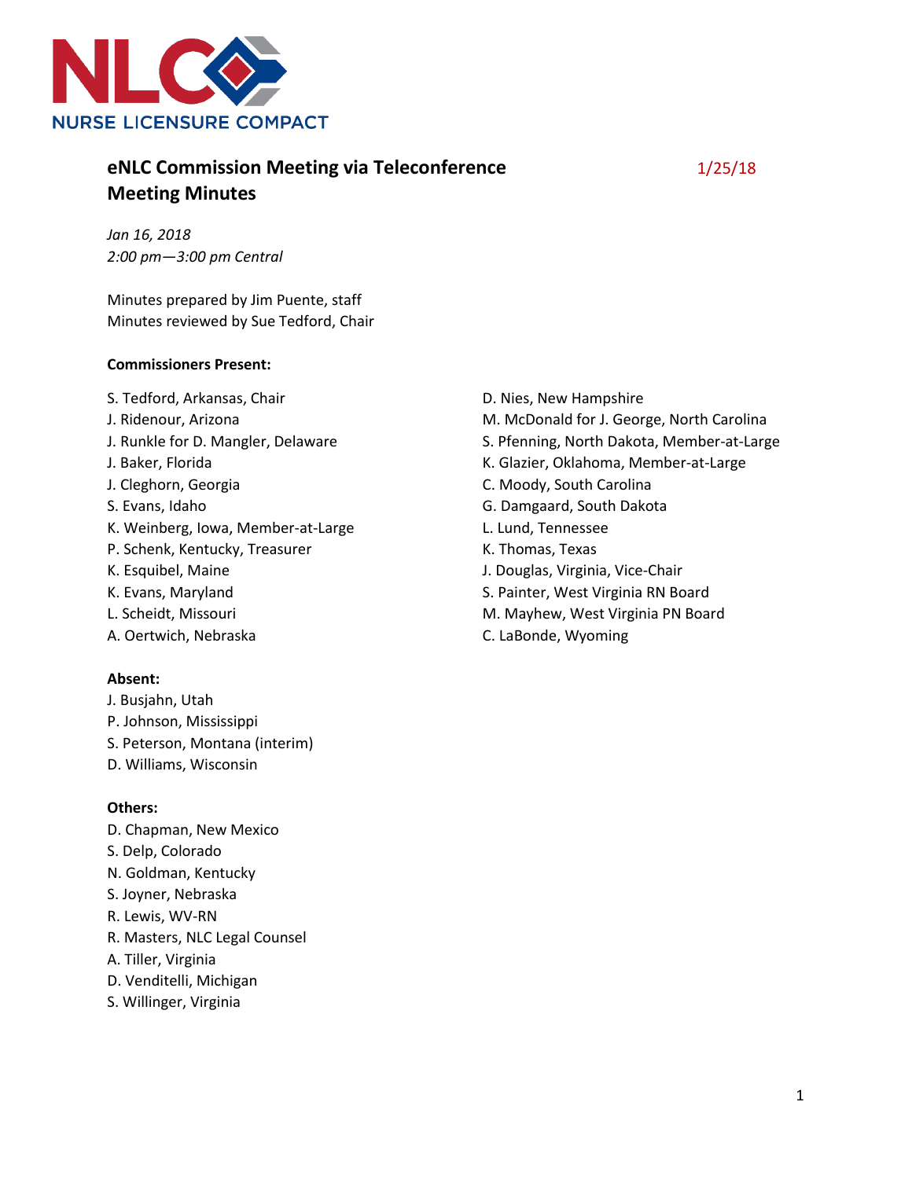NLC NURSE LICENSURE COMPACT

# eNLC Commission Meeting via Teleconference Meeting Minutes

1/25/18

*Jan 16, 2018*
*2:00 pm—3:00 pm Central*

Minutes prepared by Jim Puente, staff
Minutes reviewed by Sue Tedford, Chair

**Commissioners Present:**

S. Tedford, Arkansas, Chair
J. Ridenour, Arizona
J. Runkle for D. Mangler, Delaware
J. Baker, Florida
J. Cleghorn, Georgia
S. Evans, Idaho
K. Weinberg, Iowa, Member-at-Large
P. Schenk, Kentucky, Treasurer
K. Esquibel, Maine
K. Evans, Maryland
L. Scheidt, Missouri
A. Oertwich, Nebraska
D. Nies, New Hampshire
M. McDonald for J. George, North Carolina
S. Pfenning, North Dakota, Member-at-Large
K. Glazier, Oklahoma, Member-at-Large
C. Moody, South Carolina
G. Damgaard, South Dakota
L. Lund, Tennessee
K. Thomas, Texas
J. Douglas, Virginia, Vice-Chair
S. Painter, West Virginia RN Board
M. Mayhew, West Virginia PN Board
C. LaBonde, Wyoming

**Absent:**

J. Busjahn, Utah
P. Johnson, Mississippi
S. Peterson, Montana (interim)
D. Williams, Wisconsin

**Others:**

D. Chapman, New Mexico
S. Delp, Colorado
N. Goldman, Kentucky
S. Joyner, Nebraska
R. Lewis, WV-RN
R. Masters, NLC Legal Counsel
A. Tiller, Virginia
D. Venditelli, Michigan
S. Willinger, Virginia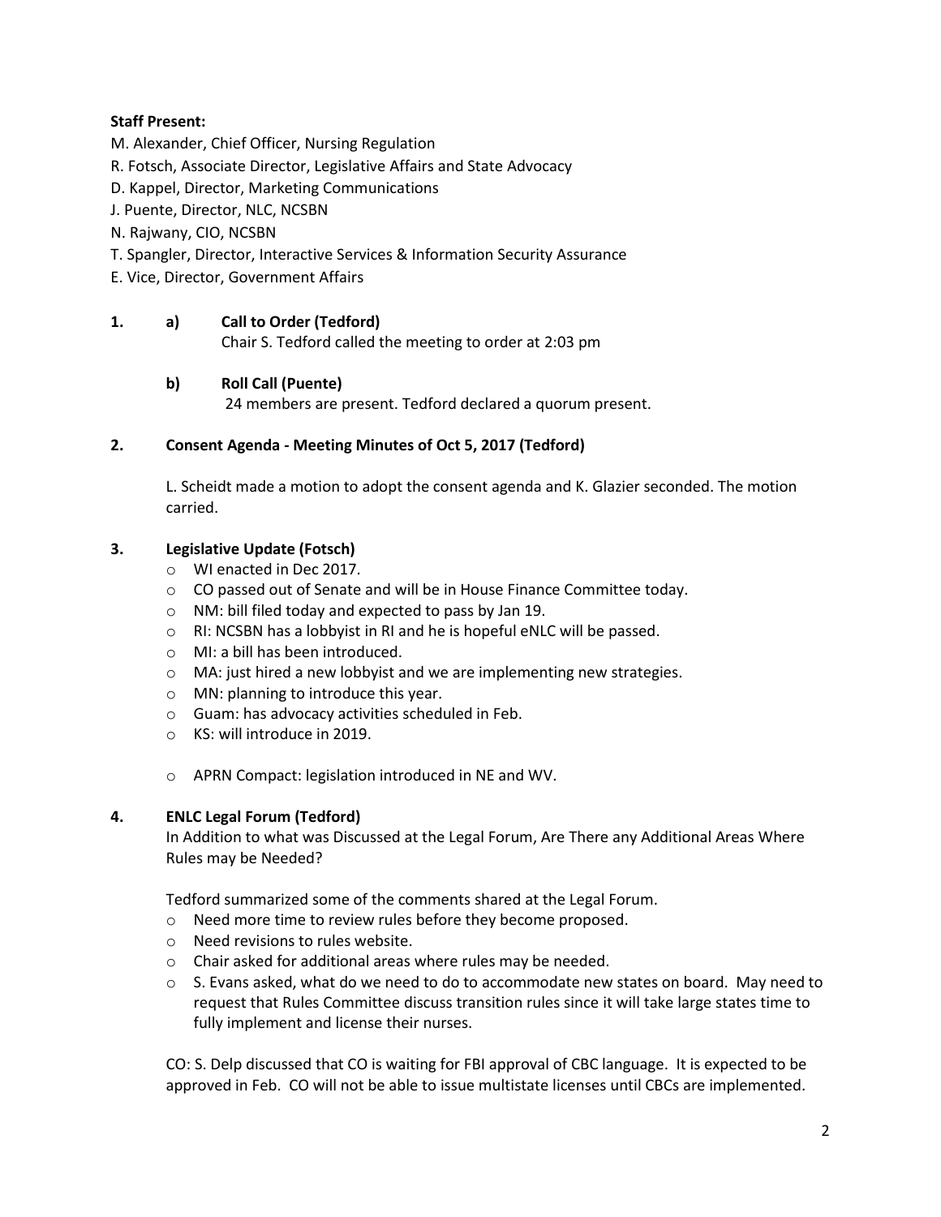**Staff Present:**

M. Alexander, Chief Officer, Nursing Regulation
R. Fotsch, Associate Director, Legislative Affairs and State Advocacy
D. Kappel, Director, Marketing Communications
J. Puente, Director, NLC, NCSBN
N. Rajwany, CIO, NCSBN
T. Spangler, Director, Interactive Services & Information Security Assurance
E. Vice, Director, Government Affairs

**1. a) Call to Order (Tedford)**

Chair S. Tedford called the meeting to order at 2:03 pm

**b) Roll Call (Puente)**

24 members are present. Tedford declared a quorum present.

**2. Consent Agenda - Meeting Minutes of Oct 5, 2017 (Tedford)**

L. Scheidt made a motion to adopt the consent agenda and K. Glazier seconded. The motion carried.

**3. Legislative Update (Fotsch)**

- WI enacted in Dec 2017.
- CO passed out of Senate and will be in House Finance Committee today.
- NM: bill filed today and expected to pass by Jan 19.
- RI: NCSBN has a lobbyist in RI and he is hopeful eNLC will be passed.
- MI: a bill has been introduced.
- MA: just hired a new lobbyist and we are implementing new strategies.
- MN: planning to introduce this year.
- Guam: has advocacy activities scheduled in Feb.
- KS: will introduce in 2019.

- APRN Compact: legislation introduced in NE and WV.

**4. ENLC Legal Forum (Tedford)**

In Addition to what was Discussed at the Legal Forum, Are There any Additional Areas Where Rules may be Needed?

Tedford summarized some of the comments shared at the Legal Forum.

- Need more time to review rules before they become proposed.
- Need revisions to rules website.
- Chair asked for additional areas where rules may be needed.
- S. Evans asked, what do we need to do to accommodate new states on board. May need to request that Rules Committee discuss transition rules since it will take large states time to fully implement and license their nurses.

CO: S. Delp discussed that CO is waiting for FBI approval of CBC language. It is expected to be approved in Feb. CO will not be able to issue multistate licenses until CBCs are implemented.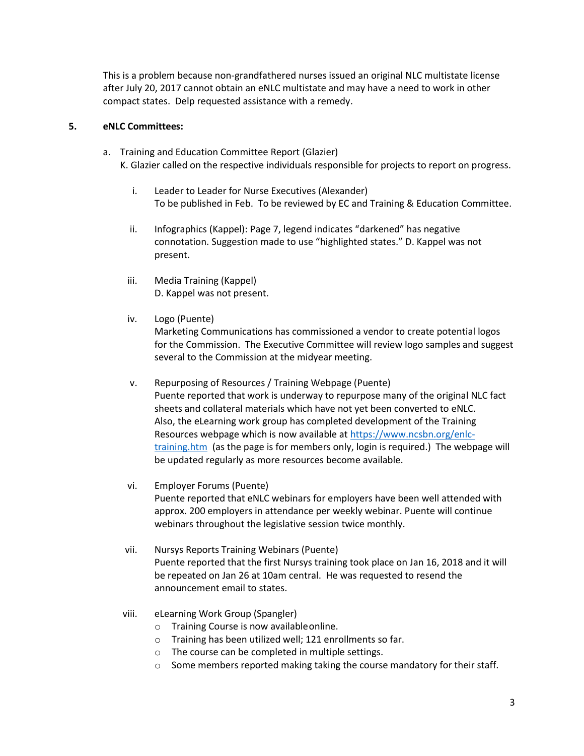This is a problem because non-grandfathered nurses issued an original NLC multistate license after July 20, 2017 cannot obtain an eNLC multistate and may have a need to work in other compact states. Delp requested assistance with a remedy.

**5. eNLC Committees:**

a. Training and Education Committee Report (Glazier)
K. Glazier called on the respective individuals responsible for projects to report on progress.

i. Leader to Leader for Nurse Executives (Alexander)
To be published in Feb. To be reviewed by EC and Training & Education Committee.

ii. Infographics (Kappel): Page 7, legend indicates "darkened" has negative connotation. Suggestion made to use "highlighted states." D. Kappel was not present.

iii. Media Training (Kappel)
D. Kappel was not present.

iv. Logo (Puente)
Marketing Communications has commissioned a vendor to create potential logos for the Commission. The Executive Committee will review logo samples and suggest several to the Commission at the midyear meeting.

v. Repurposing of Resources / Training Webpage (Puente)
Puente reported that work is underway to repurpose many of the original NLC fact sheets and collateral materials which have not yet been converted to eNLC. Also, the eLearning work group has completed development of the Training Resources webpage which is now available at https://www.ncsbn.org/enlc-training.htm (as the page is for members only, login is required.) The webpage will be updated regularly as more resources become available.

vi. Employer Forums (Puente)
Puente reported that eNLC webinars for employers have been well attended with approx. 200 employers in attendance per weekly webinar. Puente will continue webinars throughout the legislative session twice monthly.

vii. Nursys Reports Training Webinars (Puente)
Puente reported that the first Nursys training took place on Jan 16, 2018 and it will be repeated on Jan 26 at 10am central. He was requested to resend the announcement email to states.

viii. eLearning Work Group (Spangler)
- Training Course is now available online.
- Training has been utilized well; 121 enrollments so far.
- The course can be completed in multiple settings.
- Some members reported making taking the course mandatory for their staff.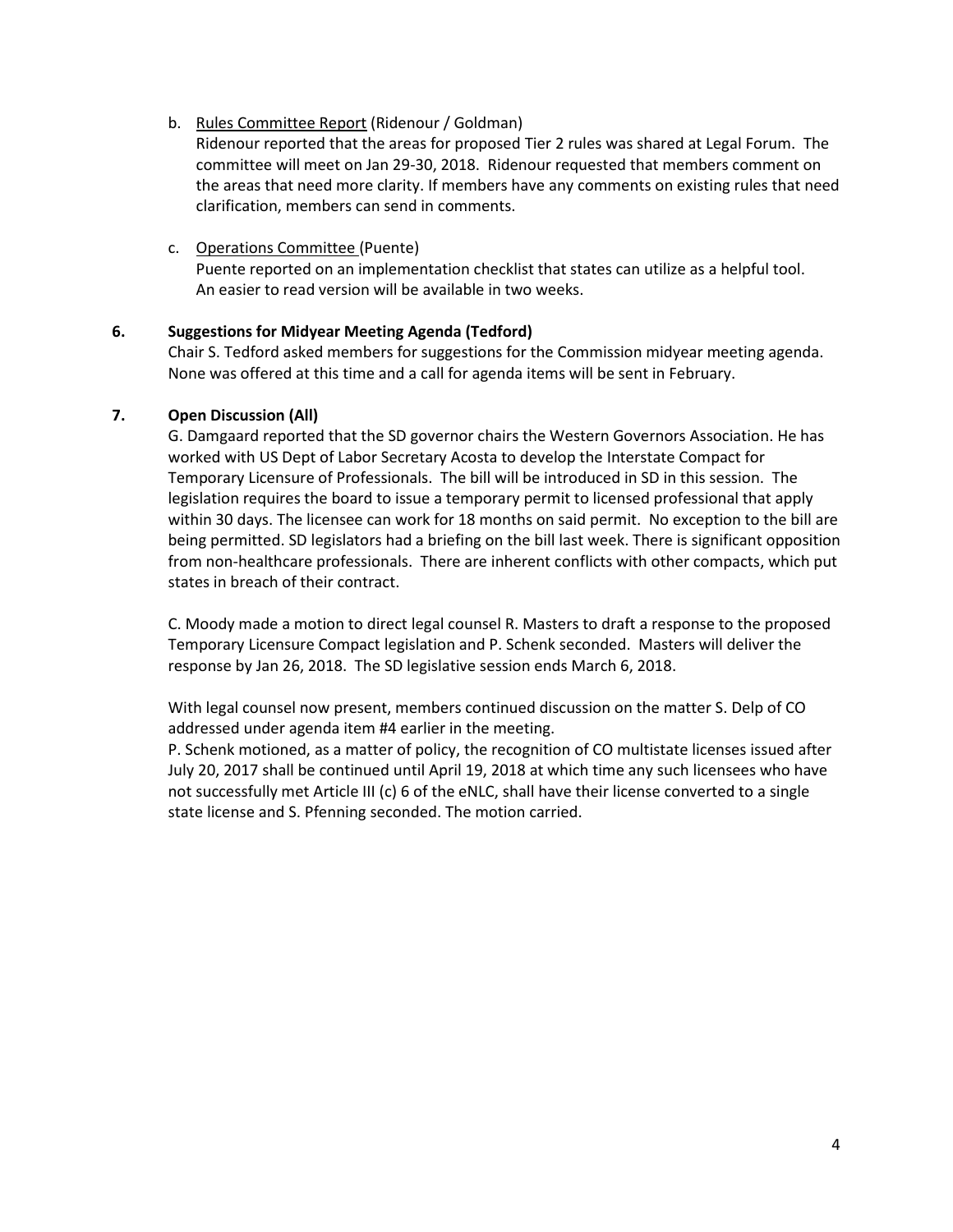b. Rules Committee Report (Ridenour / Goldman)

Ridenour reported that the areas for proposed Tier 2 rules was shared at Legal Forum. The committee will meet on Jan 29-30, 2018. Ridenour requested that members comment on the areas that need more clarity. If members have any comments on existing rules that need clarification, members can send in comments.

c. Operations Committee (Puente)

Puente reported on an implementation checklist that states can utilize as a helpful tool. An easier to read version will be available in two weeks.

**6. Suggestions for Midyear Meeting Agenda (Tedford)**

Chair S. Tedford asked members for suggestions for the Commission midyear meeting agenda. None was offered at this time and a call for agenda items will be sent in February.

**7. Open Discussion (All)**

G. Damgaard reported that the SD governor chairs the Western Governors Association. He has worked with US Dept of Labor Secretary Acosta to develop the Interstate Compact for Temporary Licensure of Professionals. The bill will be introduced in SD in this session. The legislation requires the board to issue a temporary permit to licensed professional that apply within 30 days. The licensee can work for 18 months on said permit. No exception to the bill are being permitted. SD legislators had a briefing on the bill last week. There is significant opposition from non-healthcare professionals. There are inherent conflicts with other compacts, which put states in breach of their contract.

C. Moody made a motion to direct legal counsel R. Masters to draft a response to the proposed Temporary Licensure Compact legislation and P. Schenk seconded. Masters will deliver the response by Jan 26, 2018. The SD legislative session ends March 6, 2018.

With legal counsel now present, members continued discussion on the matter S. Delp of CO addressed under agenda item #4 earlier in the meeting.

P. Schenk motioned, as a matter of policy, the recognition of CO multistate licenses issued after July 20, 2017 shall be continued until April 19, 2018 at which time any such licensees who have not successfully met Article III (c) 6 of the eNLC, shall have their license converted to a single state license and S. Pfenning seconded. The motion carried.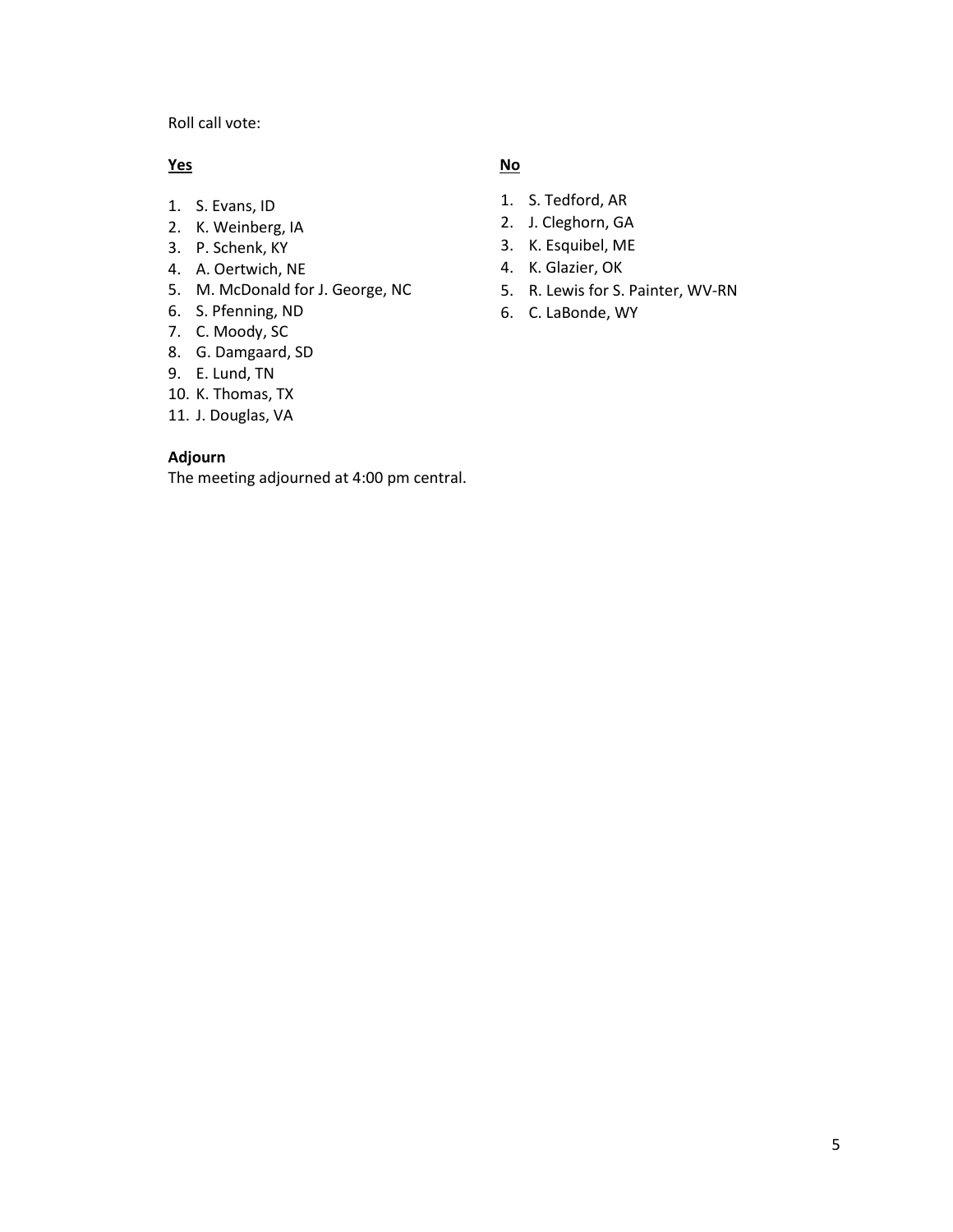Roll call vote:

**Yes**

1. S. Evans, ID
2. K. Weinberg, IA
3. P. Schenk, KY
4. A. Oertwich, NE
5. M. McDonald for J. George, NC
6. S. Pfenning, ND
7. C. Moody, SC
8. G. Damgaard, SD
9. E. Lund, TN
10. K. Thomas, TX
11. J. Douglas, VA

**No**

1. S. Tedford, AR
2. J. Cleghorn, GA
3. K. Esquibel, ME
4. K. Glazier, OK
5. R. Lewis for S. Painter, WV-RN
6. C. LaBonde, WY

**Adjourn**

The meeting adjourned at 4:00 pm central.